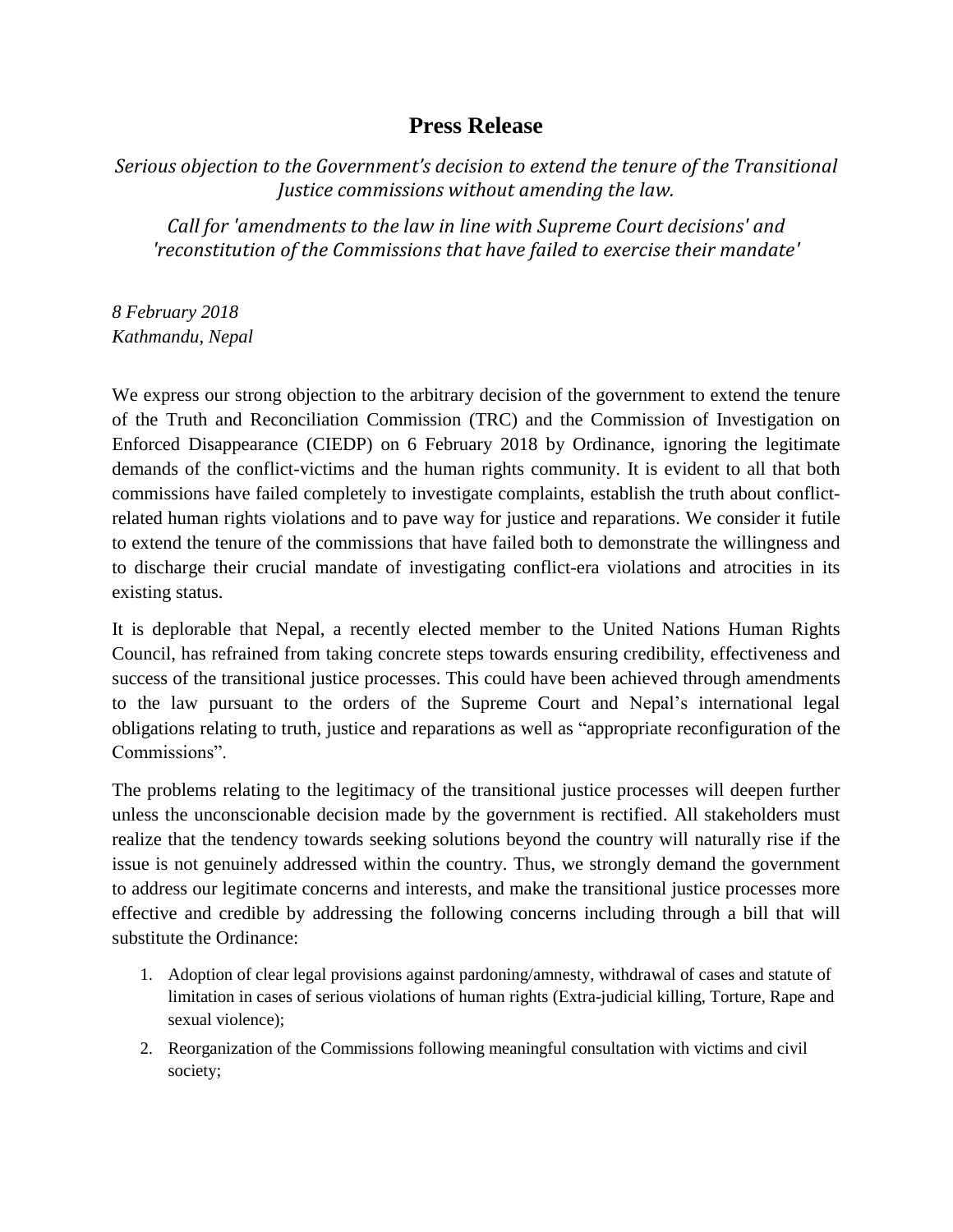# Press Release

*Serious objection to the Government's decision to extend the tenure of the Transitional Justice commissions without amending the law.*

*Call for 'amendments to the law in line with Supreme Court decisions' and 'reconstitution of the Commissions that have failed to exercise their mandate'*

*8 February 2018*
*Kathmandu, Nepal*

We express our strong objection to the arbitrary decision of the government to extend the tenure of the Truth and Reconciliation Commission (TRC) and the Commission of Investigation on Enforced Disappearance (CIEDP) on 6 February 2018 by Ordinance, ignoring the legitimate demands of the conflict-victims and the human rights community. It is evident to all that both commissions have failed completely to investigate complaints, establish the truth about conflict-related human rights violations and to pave way for justice and reparations. We consider it futile to extend the tenure of the commissions that have failed both to demonstrate the willingness and to discharge their crucial mandate of investigating conflict-era violations and atrocities in its existing status.

It is deplorable that Nepal, a recently elected member to the United Nations Human Rights Council, has refrained from taking concrete steps towards ensuring credibility, effectiveness and success of the transitional justice processes. This could have been achieved through amendments to the law pursuant to the orders of the Supreme Court and Nepal's international legal obligations relating to truth, justice and reparations as well as "appropriate reconfiguration of the Commissions".

The problems relating to the legitimacy of the transitional justice processes will deepen further unless the unconscionable decision made by the government is rectified. All stakeholders must realize that the tendency towards seeking solutions beyond the country will naturally rise if the issue is not genuinely addressed within the country. Thus, we strongly demand the government to address our legitimate concerns and interests, and make the transitional justice processes more effective and credible by addressing the following concerns including through a bill that will substitute the Ordinance:

1. Adoption of clear legal provisions against pardoning/amnesty, withdrawal of cases and statute of limitation in cases of serious violations of human rights (Extra-judicial killing, Torture, Rape and sexual violence);
2. Reorganization of the Commissions following meaningful consultation with victims and civil society;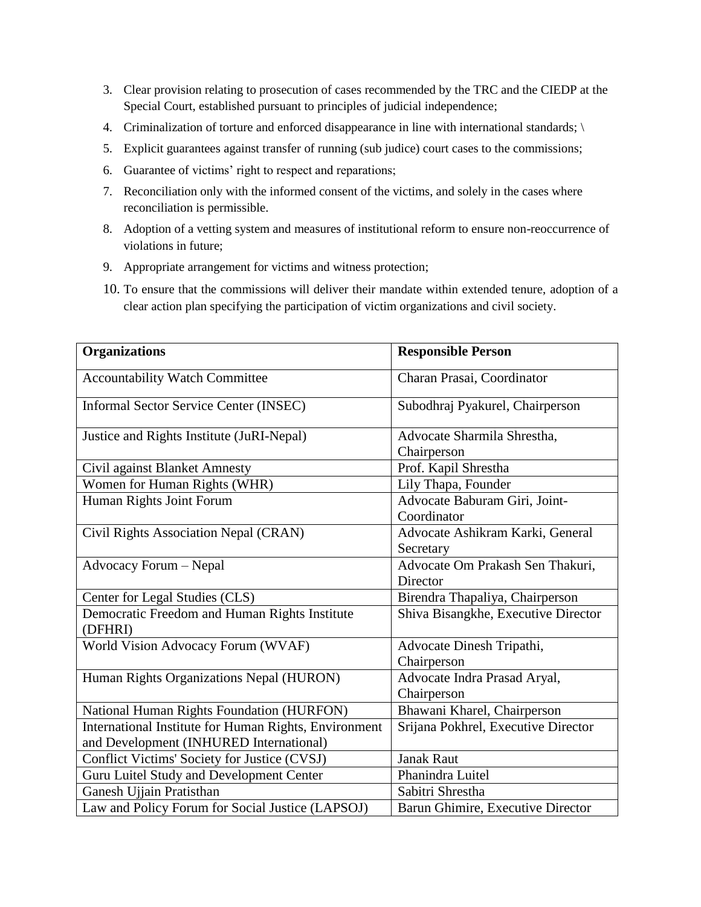3. Clear provision relating to prosecution of cases recommended by the TRC and the CIEDP at the Special Court, established pursuant to principles of judicial independence;
4. Criminalization of torture and enforced disappearance in line with international standards; \
5. Explicit guarantees against transfer of running (sub judice) court cases to the commissions;
6. Guarantee of victims' right to respect and reparations;
7. Reconciliation only with the informed consent of the victims, and solely in the cases where reconciliation is permissible.
8. Adoption of a vetting system and measures of institutional reform to ensure non-reoccurrence of violations in future;
9. Appropriate arrangement for victims and witness protection;
10. To ensure that the commissions will deliver their mandate within extended tenure, adoption of a clear action plan specifying the participation of victim organizations and civil society.

| **Organizations** | **Responsible Person** |
|---|---|
| Accountability Watch Committee | Charan Prasai, Coordinator |
| Informal Sector Service Center (INSEC) | Subodhraj Pyakurel, Chairperson |
| Justice and Rights Institute (JuRI-Nepal) | Advocate Sharmila Shrestha, Chairperson |
| Civil against Blanket Amnesty | Prof. Kapil Shrestha |
| Women for Human Rights (WHR) | Lily Thapa, Founder |
| Human Rights Joint Forum | Advocate Baburam Giri, Joint-Coordinator |
| Civil Rights Association Nepal (CRAN) | Advocate Ashikram Karki, General Secretary |
| Advocacy Forum – Nepal | Advocate Om Prakash Sen Thakuri, Director |
| Center for Legal Studies (CLS) | Birendra Thapaliya, Chairperson |
| Democratic Freedom and Human Rights Institute (DFHRI) | Shiva Bisangkhe, Executive Director |
| World Vision Advocacy Forum (WVAF) | Advocate Dinesh Tripathi, Chairperson |
| Human Rights Organizations Nepal (HURON) | Advocate Indra Prasad Aryal, Chairperson |
| National Human Rights Foundation (HURFON) | Bhawani Kharel, Chairperson |
| International Institute for Human Rights, Environment and Development (INHURED International) | Srijana Pokhrel, Executive Director |
| Conflict Victims' Society for Justice (CVSJ) | Janak Raut |
| Guru Luitel Study and Development Center | Phanindra Luitel |
| Ganesh Ujjain Pratisthan | Sabitri Shrestha |
| Law and Policy Forum for Social Justice (LAPSOJ) | Barun Ghimire, Executive Director |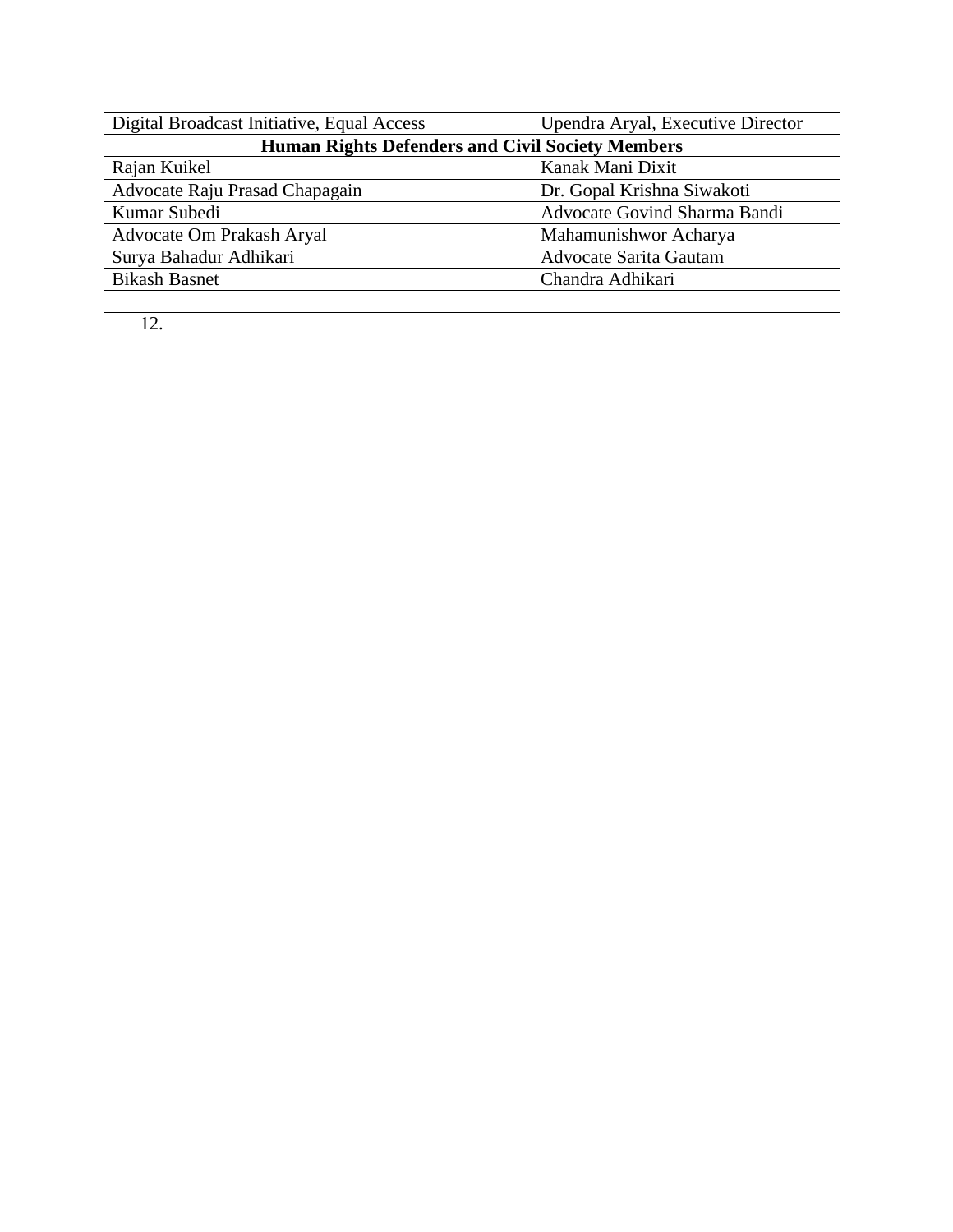| | |
|---|---|
| Digital Broadcast Initiative, Equal Access | Upendra Aryal, Executive Director |
| **Human Rights Defenders and Civil Society Members** | |
| Rajan Kuikel | Kanak Mani Dixit |
| Advocate Raju Prasad Chapagain | Dr. Gopal Krishna Siwakoti |
| Kumar Subedi | Advocate Govind Sharma Bandi |
| Advocate Om Prakash Aryal | Mahamunishwor Acharya |
| Surya Bahadur Adhikari | Advocate Sarita Gautam |
| Bikash Basnet | Chandra Adhikari |
| | |

12.